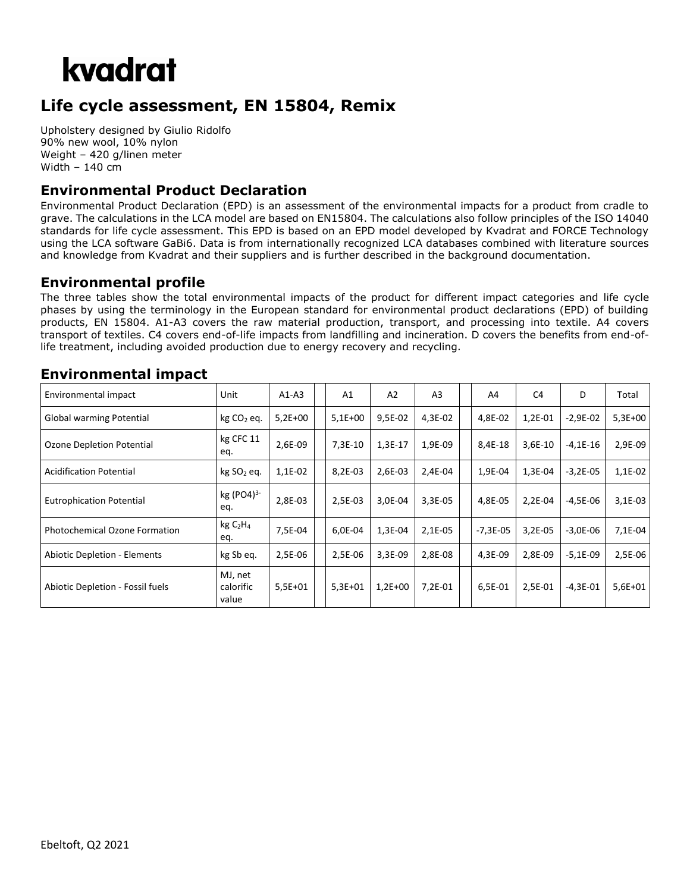# kvadrat

## Life cycle assessment, EN 15804, Remix

Upholstery designed by Giulio Ridolfo
90% new wool, 10% nylon
Weight – 420 g/linen meter
Width – 140 cm

### Environmental Product Declaration

Environmental Product Declaration (EPD) is an assessment of the environmental impacts for a product from cradle to grave. The calculations in the LCA model are based on EN15804. The calculations also follow principles of the ISO 14040 standards for life cycle assessment. This EPD is based on an EPD model developed by Kvadrat and FORCE Technology using the LCA software GaBi6. Data is from internationally recognized LCA databases combined with literature sources and knowledge from Kvadrat and their suppliers and is further described in the background documentation.

### Environmental profile

The three tables show the total environmental impacts of the product for different impact categories and life cycle phases by using the terminology in the European standard for environmental product declarations (EPD) of building products, EN 15804. A1-A3 covers the raw material production, transport, and processing into textile. A4 covers transport of textiles. C4 covers end-of-life impacts from landfilling and incineration. D covers the benefits from end-of-life treatment, including avoided production due to energy recovery and recycling.

### Environmental impact

| Environmental impact | Unit | A1-A3 | | A1 | A2 | A3 | | A4 | C4 | D | Total |
|---|---|---|---|---|---|---|---|---|---|---|---|
| Global warming Potential | kg $CO_2$ eq. | 5,2E+00 | | 5,1E+00 | 9,5E-02 | 4,3E-02 | | 4,8E-02 | 1,2E-01 | -2,9E-02 | 5,3E+00 |
| Ozone Depletion Potential | kg CFC 11 eq. | 2,6E-09 | | 7,3E-10 | 1,3E-17 | 1,9E-09 | | 8,4E-18 | 3,6E-10 | -4,1E-16 | 2,9E-09 |
| Acidification Potential | kg $SO_2$ eq. | 1,1E-02 | | 8,2E-03 | 2,6E-03 | 2,4E-04 | | 1,9E-04 | 1,3E-04 | -3,2E-05 | 1,1E-02 |
| Eutrophication Potential | kg $(PO4)^{3-}$ eq. | 2,8E-03 | | 2,5E-03 | 3,0E-04 | 3,3E-05 | | 4,8E-05 | 2,2E-04 | -4,5E-06 | 3,1E-03 |
| Photochemical Ozone Formation | kg $C_2H_4$ eq. | 7,5E-04 | | 6,0E-04 | 1,3E-04 | 2,1E-05 | | -7,3E-05 | 3,2E-05 | -3,0E-06 | 7,1E-04 |
| Abiotic Depletion - Elements | kg Sb eq. | 2,5E-06 | | 2,5E-06 | 3,3E-09 | 2,8E-08 | | 4,3E-09 | 2,8E-09 | -5,1E-09 | 2,5E-06 |
| Abiotic Depletion - Fossil fuels | MJ, net calorific value | 5,5E+01 | | 5,3E+01 | 1,2E+00 | 7,2E-01 | | 6,5E-01 | 2,5E-01 | -4,3E-01 | 5,6E+01 |

Ebeltoft, Q2 2021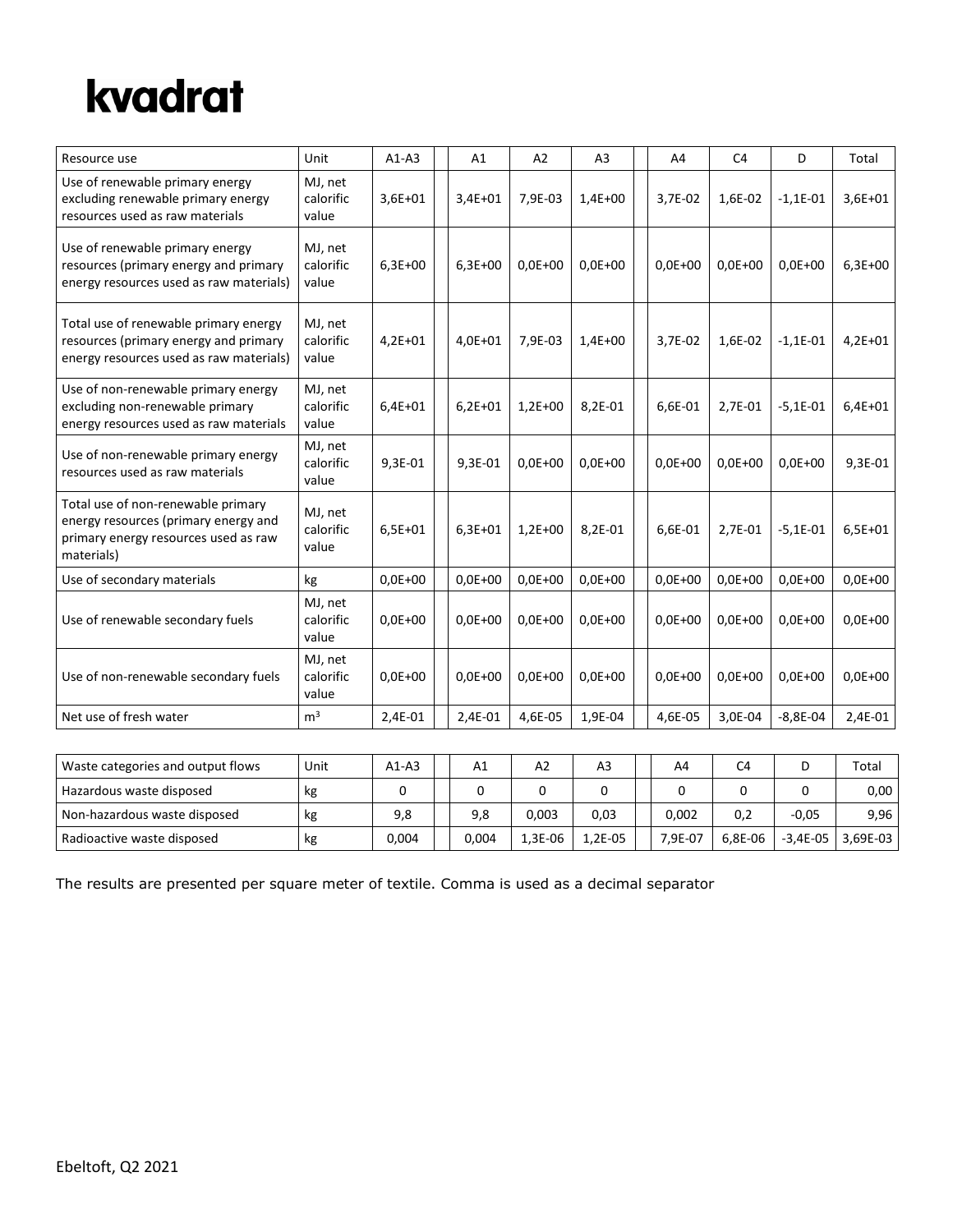# kvadrat

| Resource use | Unit | A1-A3 | | A1 | A2 | A3 | | A4 | C4 | D | Total |
|---|---|---|---|---|---|---|---|---|---|---|---|
| Use of renewable primary energy excluding renewable primary energy resources used as raw materials | MJ, net calorific value | 3,6E+01 | | 3,4E+01 | 7,9E-03 | 1,4E+00 | | 3,7E-02 | 1,6E-02 | -1,1E-01 | 3,6E+01 |
| Use of renewable primary energy resources (primary energy and primary energy resources used as raw materials) | MJ, net calorific value | 6,3E+00 | | 6,3E+00 | 0,0E+00 | 0,0E+00 | | 0,0E+00 | 0,0E+00 | 0,0E+00 | 6,3E+00 |
| Total use of renewable primary energy resources (primary energy and primary energy resources used as raw materials) | MJ, net calorific value | 4,2E+01 | | 4,0E+01 | 7,9E-03 | 1,4E+00 | | 3,7E-02 | 1,6E-02 | -1,1E-01 | 4,2E+01 |
| Use of non-renewable primary energy excluding non-renewable primary energy resources used as raw materials | MJ, net calorific value | 6,4E+01 | | 6,2E+01 | 1,2E+00 | 8,2E-01 | | 6,6E-01 | 2,7E-01 | -5,1E-01 | 6,4E+01 |
| Use of non-renewable primary energy resources used as raw materials | MJ, net calorific value | 9,3E-01 | | 9,3E-01 | 0,0E+00 | 0,0E+00 | | 0,0E+00 | 0,0E+00 | 0,0E+00 | 9,3E-01 |
| Total use of non-renewable primary energy resources (primary energy and primary energy resources used as raw materials) | MJ, net calorific value | 6,5E+01 | | 6,3E+01 | 1,2E+00 | 8,2E-01 | | 6,6E-01 | 2,7E-01 | -5,1E-01 | 6,5E+01 |
| Use of secondary materials | kg | 0,0E+00 | | 0,0E+00 | 0,0E+00 | 0,0E+00 | | 0,0E+00 | 0,0E+00 | 0,0E+00 | 0,0E+00 |
| Use of renewable secondary fuels | MJ, net calorific value | 0,0E+00 | | 0,0E+00 | 0,0E+00 | 0,0E+00 | | 0,0E+00 | 0,0E+00 | 0,0E+00 | 0,0E+00 |
| Use of non-renewable secondary fuels | MJ, net calorific value | 0,0E+00 | | 0,0E+00 | 0,0E+00 | 0,0E+00 | | 0,0E+00 | 0,0E+00 | 0,0E+00 | 0,0E+00 |
| Net use of fresh water | $m^3$ | 2,4E-01 | | 2,4E-01 | 4,6E-05 | 1,9E-04 | | 4,6E-05 | 3,0E-04 | -8,8E-04 | 2,4E-01 |

| Waste categories and output flows | Unit | A1-A3 | | A1 | A2 | A3 | | A4 | C4 | D | Total |
|---|---|---|---|---|---|---|---|---|---|---|---|
| Hazardous waste disposed | kg | 0 | | 0 | 0 | 0 | | 0 | 0 | 0 | 0,00 |
| Non-hazardous waste disposed | kg | 9,8 | | 9,8 | 0,003 | 0,03 | | 0,002 | 0,2 | -0,05 | 9,96 |
| Radioactive waste disposed | kg | 0,004 | | 0,004 | 1,3E-06 | 1,2E-05 | | 7,9E-07 | 6,8E-06 | -3,4E-05 | 3,69E-03 |

The results are presented per square meter of textile. Comma is used as a decimal separator

Ebeltoft, Q2 2021